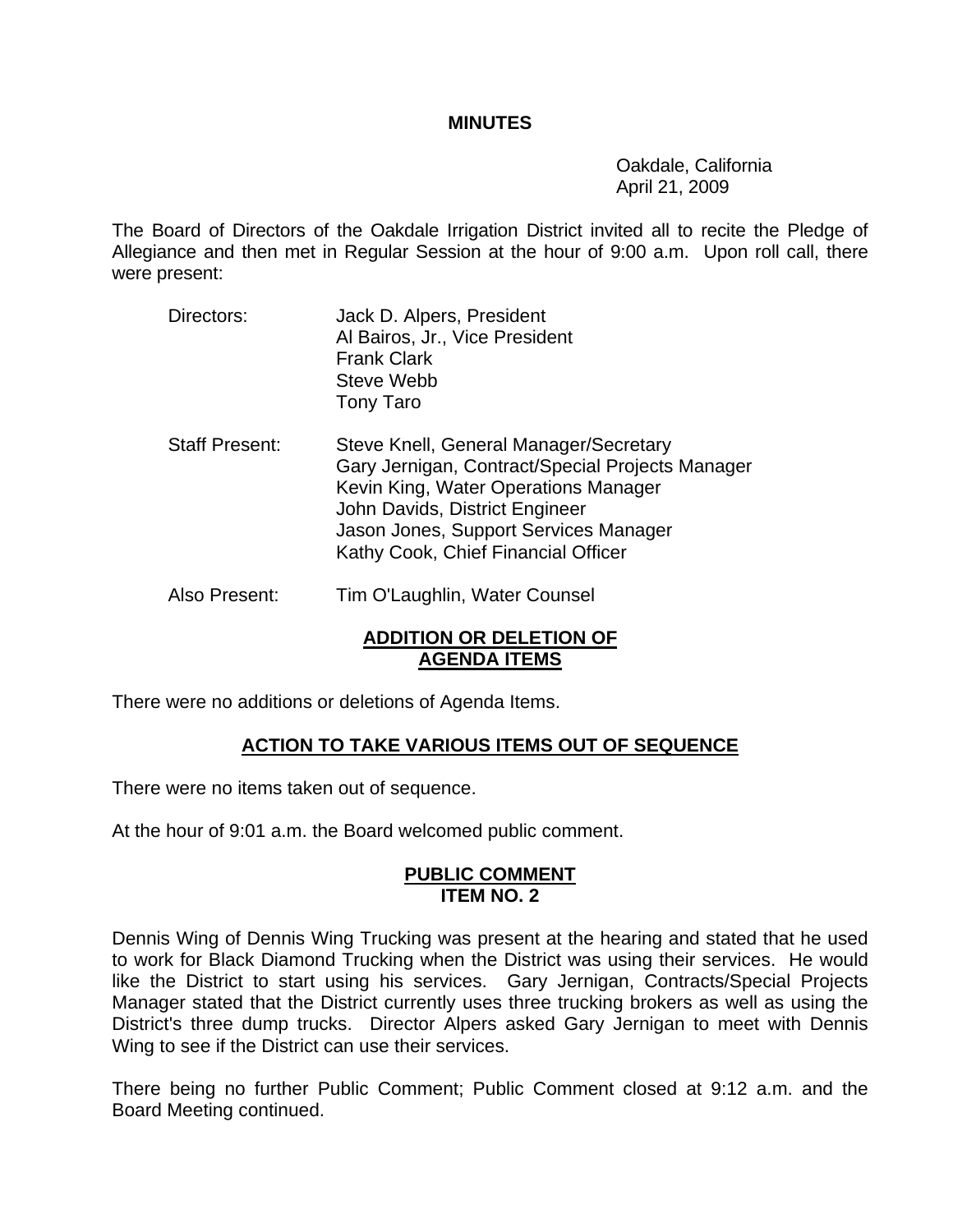# MINUTES

Oakdale, California
April 21, 2009

The Board of Directors of the Oakdale Irrigation District invited all to recite the Pledge of Allegiance and then met in Regular Session at the hour of 9:00 a.m. Upon roll call, there were present:

Directors:
- Jack D. Alpers, President
- Al Bairos, Jr., Vice President
- Frank Clark
- Steve Webb
- Tony Taro

Staff Present:
- Steve Knell, General Manager/Secretary
- Gary Jernigan, Contract/Special Projects Manager
- Kevin King, Water Operations Manager
- John Davids, District Engineer
- Jason Jones, Support Services Manager
- Kathy Cook, Chief Financial Officer

Also Present:
- Tim O'Laughlin, Water Counsel

## ADDITION OR DELETION OF AGENDA ITEMS

There were no additions or deletions of Agenda Items.

## ACTION TO TAKE VARIOUS ITEMS OUT OF SEQUENCE

There were no items taken out of sequence.

At the hour of 9:01 a.m. the Board welcomed public comment.

## PUBLIC COMMENT ITEM NO. 2

Dennis Wing of Dennis Wing Trucking was present at the hearing and stated that he used to work for Black Diamond Trucking when the District was using their services. He would like the District to start using his services. Gary Jernigan, Contracts/Special Projects Manager stated that the District currently uses three trucking brokers as well as using the District's three dump trucks. Director Alpers asked Gary Jernigan to meet with Dennis Wing to see if the District can use their services.

There being no further Public Comment; Public Comment closed at 9:12 a.m. and the Board Meeting continued.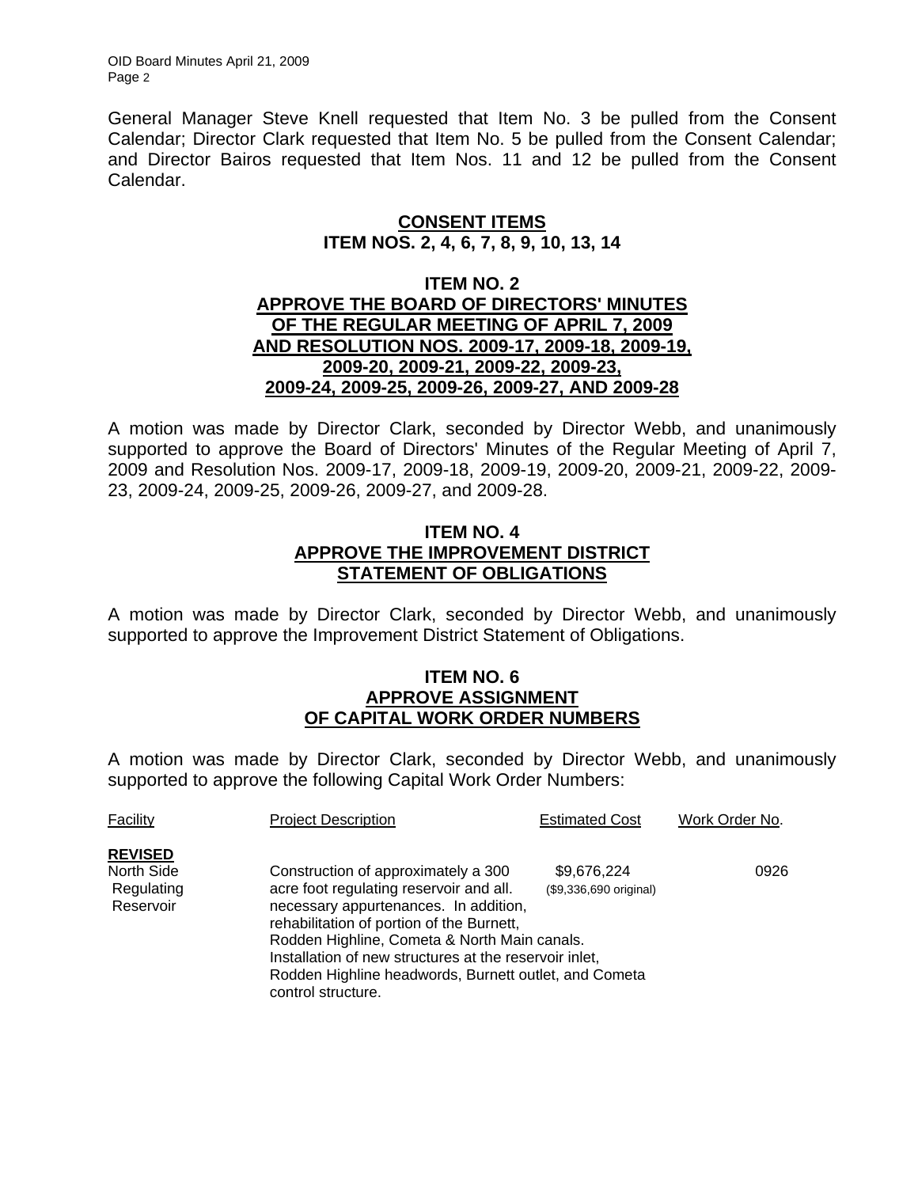General Manager Steve Knell requested that Item No. 3 be pulled from the Consent Calendar; Director Clark requested that Item No. 5 be pulled from the Consent Calendar; and Director Bairos requested that Item Nos. 11 and 12 be pulled from the Consent Calendar.

## CONSENT ITEMS
## ITEM NOS. 2, 4, 6, 7, 8, 9, 10, 13, 14

### ITEM NO. 2
### APPROVE THE BOARD OF DIRECTORS' MINUTES OF THE REGULAR MEETING OF APRIL 7, 2009 AND RESOLUTION NOS. 2009-17, 2009-18, 2009-19, 2009-20, 2009-21, 2009-22, 2009-23, 2009-24, 2009-25, 2009-26, 2009-27, AND 2009-28

A motion was made by Director Clark, seconded by Director Webb, and unanimously supported to approve the Board of Directors' Minutes of the Regular Meeting of April 7, 2009 and Resolution Nos. 2009-17, 2009-18, 2009-19, 2009-20, 2009-21, 2009-22, 2009-23, 2009-24, 2009-25, 2009-26, 2009-27, and 2009-28.

### ITEM NO. 4
### APPROVE THE IMPROVEMENT DISTRICT STATEMENT OF OBLIGATIONS

A motion was made by Director Clark, seconded by Director Webb, and unanimously supported to approve the Improvement District Statement of Obligations.

### ITEM NO. 6
### APPROVE ASSIGNMENT OF CAPITAL WORK ORDER NUMBERS

A motion was made by Director Clark, seconded by Director Webb, and unanimously supported to approve the following Capital Work Order Numbers:

| Facility | Project Description | Estimated Cost | Work Order No. |
|---|---|---|---|
| **REVISED** | | | |
| North Side Regulating Reservoir | Construction of approximately a 300 acre foot regulating reservoir and all. necessary appurtenances. In addition, rehabilitation of portion of the Burnett, Rodden Highline, Cometa & North Main canals. Installation of new structures at the reservoir inlet, Rodden Highline headwords, Burnett outlet, and Cometa control structure. | $9,676,224 ($9,336,690 original) | 0926 |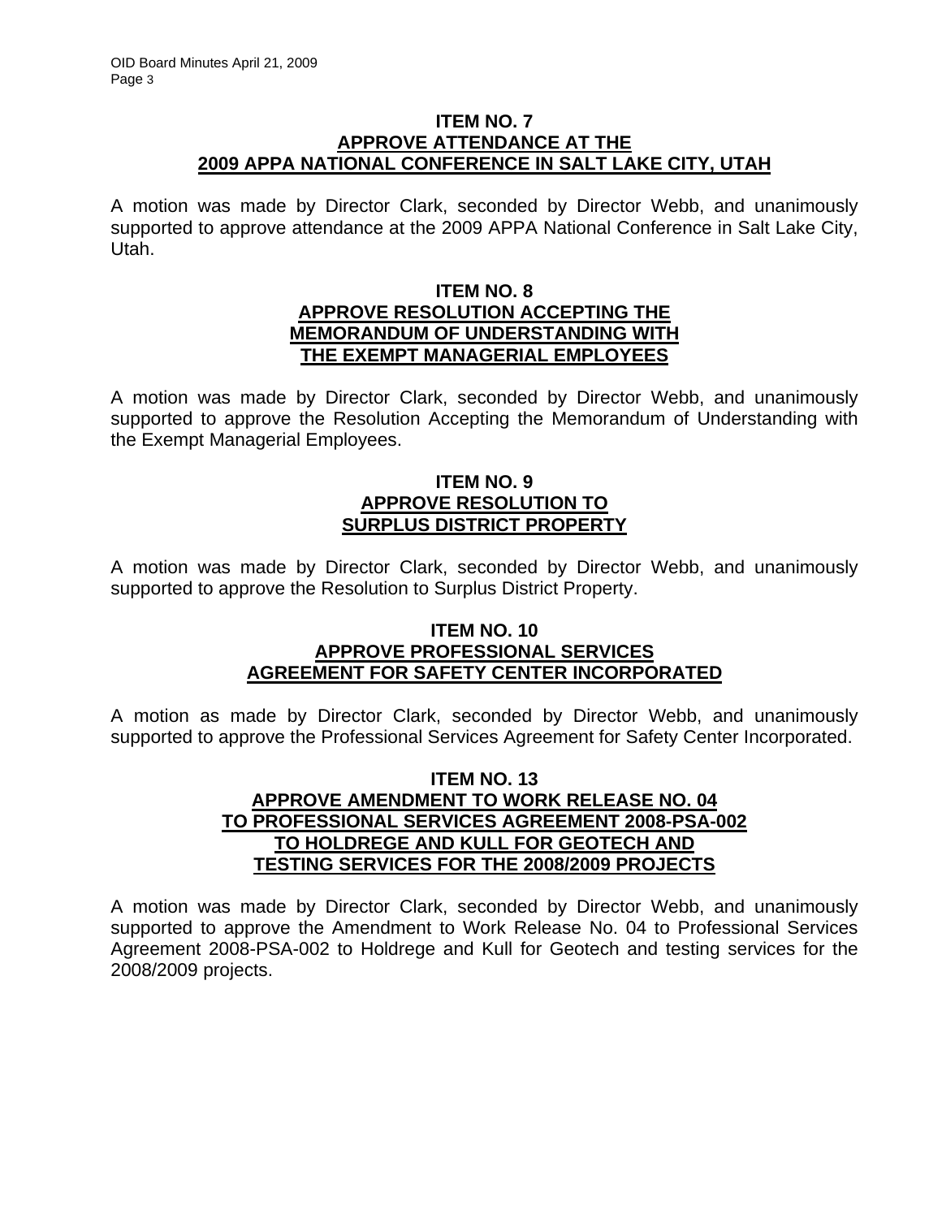## ITEM NO. 7
## APPROVE ATTENDANCE AT THE 2009 APPA NATIONAL CONFERENCE IN SALT LAKE CITY, UTAH

A motion was made by Director Clark, seconded by Director Webb, and unanimously supported to approve attendance at the 2009 APPA National Conference in Salt Lake City, Utah.

## ITEM NO. 8
## APPROVE RESOLUTION ACCEPTING THE MEMORANDUM OF UNDERSTANDING WITH THE EXEMPT MANAGERIAL EMPLOYEES

A motion was made by Director Clark, seconded by Director Webb, and unanimously supported to approve the Resolution Accepting the Memorandum of Understanding with the Exempt Managerial Employees.

## ITEM NO. 9
## APPROVE RESOLUTION TO SURPLUS DISTRICT PROPERTY

A motion was made by Director Clark, seconded by Director Webb, and unanimously supported to approve the Resolution to Surplus District Property.

## ITEM NO. 10
## APPROVE PROFESSIONAL SERVICES AGREEMENT FOR SAFETY CENTER INCORPORATED

A motion as made by Director Clark, seconded by Director Webb, and unanimously supported to approve the Professional Services Agreement for Safety Center Incorporated.

## ITEM NO. 13
## APPROVE AMENDMENT TO WORK RELEASE NO. 04 TO PROFESSIONAL SERVICES AGREEMENT 2008-PSA-002 TO HOLDREGE AND KULL FOR GEOTECH AND TESTING SERVICES FOR THE 2008/2009 PROJECTS

A motion was made by Director Clark, seconded by Director Webb, and unanimously supported to approve the Amendment to Work Release No. 04 to Professional Services Agreement 2008-PSA-002 to Holdrege and Kull for Geotech and testing services for the 2008/2009 projects.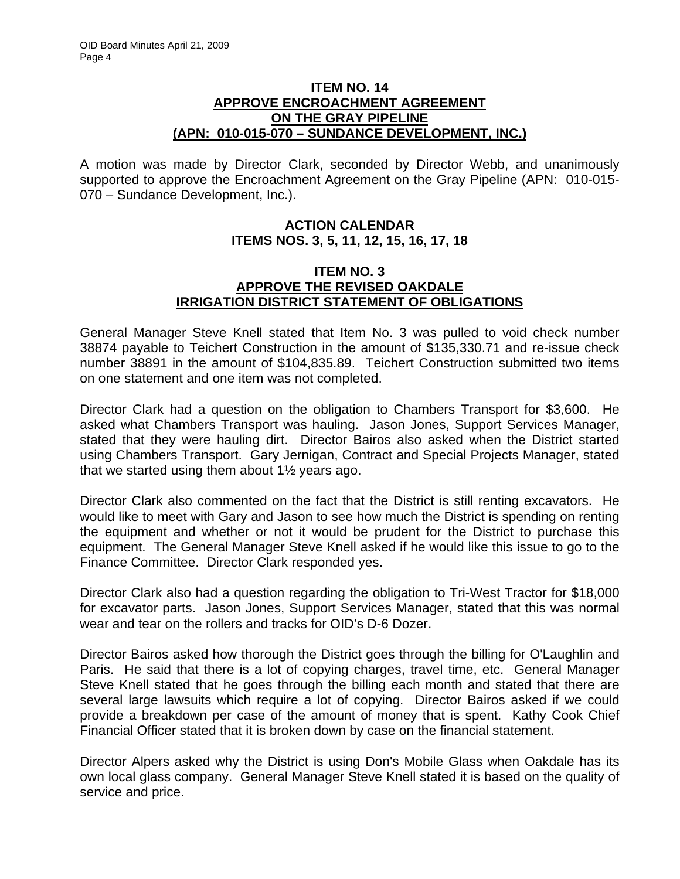**ITEM NO. 14**
**APPROVE ENCROACHMENT AGREEMENT**
**ON THE GRAY PIPELINE**
**(APN: 010-015-070 – SUNDANCE DEVELOPMENT, INC.)**

A motion was made by Director Clark, seconded by Director Webb, and unanimously supported to approve the Encroachment Agreement on the Gray Pipeline (APN: 010-015-070 – Sundance Development, Inc.).

**ACTION CALENDAR**
**ITEMS NOS. 3, 5, 11, 12, 15, 16, 17, 18**

**ITEM NO. 3**
**APPROVE THE REVISED OAKDALE**
**IRRIGATION DISTRICT STATEMENT OF OBLIGATIONS**

General Manager Steve Knell stated that Item No. 3 was pulled to void check number 38874 payable to Teichert Construction in the amount of $135,330.71 and re-issue check number 38891 in the amount of $104,835.89. Teichert Construction submitted two items on one statement and one item was not completed.

Director Clark had a question on the obligation to Chambers Transport for $3,600. He asked what Chambers Transport was hauling. Jason Jones, Support Services Manager, stated that they were hauling dirt. Director Bairos also asked when the District started using Chambers Transport. Gary Jernigan, Contract and Special Projects Manager, stated that we started using them about 1½ years ago.

Director Clark also commented on the fact that the District is still renting excavators. He would like to meet with Gary and Jason to see how much the District is spending on renting the equipment and whether or not it would be prudent for the District to purchase this equipment. The General Manager Steve Knell asked if he would like this issue to go to the Finance Committee. Director Clark responded yes.

Director Clark also had a question regarding the obligation to Tri-West Tractor for $18,000 for excavator parts. Jason Jones, Support Services Manager, stated that this was normal wear and tear on the rollers and tracks for OID's D-6 Dozer.

Director Bairos asked how thorough the District goes through the billing for O'Laughlin and Paris. He said that there is a lot of copying charges, travel time, etc. General Manager Steve Knell stated that he goes through the billing each month and stated that there are several large lawsuits which require a lot of copying. Director Bairos asked if we could provide a breakdown per case of the amount of money that is spent. Kathy Cook Chief Financial Officer stated that it is broken down by case on the financial statement.

Director Alpers asked why the District is using Don's Mobile Glass when Oakdale has its own local glass company. General Manager Steve Knell stated it is based on the quality of service and price.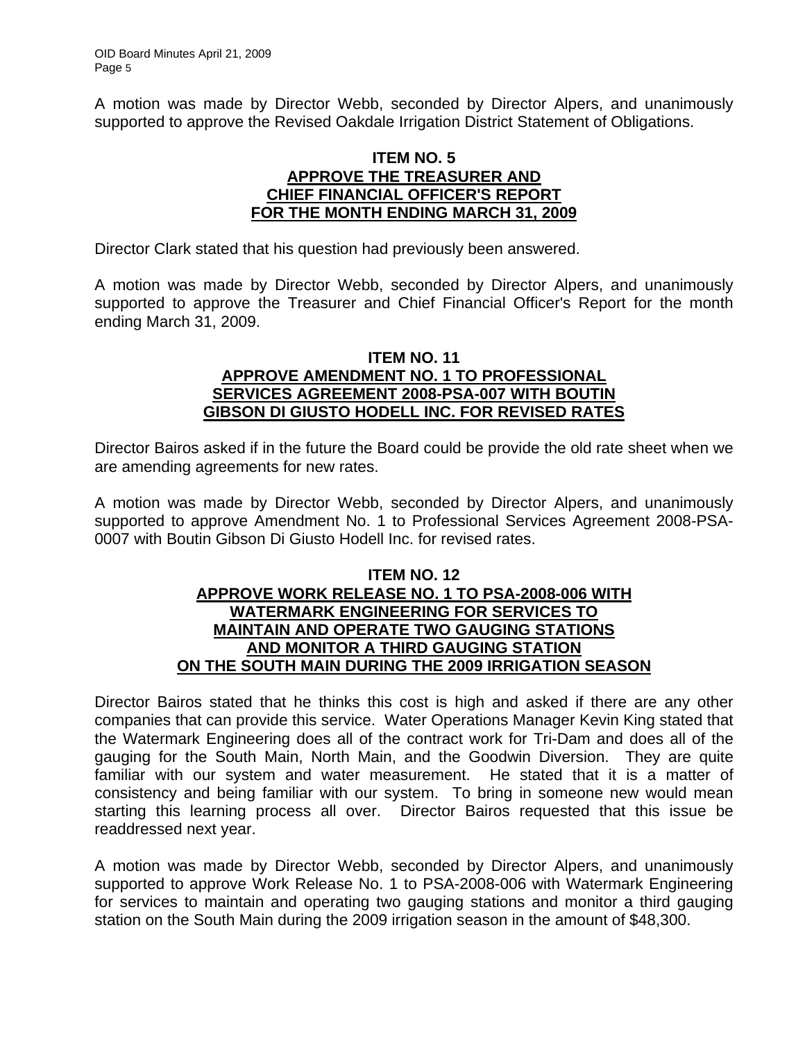A motion was made by Director Webb, seconded by Director Alpers, and unanimously supported to approve the Revised Oakdale Irrigation District Statement of Obligations.

## ITEM NO. 5
## APPROVE THE TREASURER AND CHIEF FINANCIAL OFFICER'S REPORT FOR THE MONTH ENDING MARCH 31, 2009

Director Clark stated that his question had previously been answered.

A motion was made by Director Webb, seconded by Director Alpers, and unanimously supported to approve the Treasurer and Chief Financial Officer's Report for the month ending March 31, 2009.

## ITEM NO. 11
## APPROVE AMENDMENT NO. 1 TO PROFESSIONAL SERVICES AGREEMENT 2008-PSA-007 WITH BOUTIN GIBSON DI GIUSTO HODELL INC. FOR REVISED RATES

Director Bairos asked if in the future the Board could be provide the old rate sheet when we are amending agreements for new rates.

A motion was made by Director Webb, seconded by Director Alpers, and unanimously supported to approve Amendment No. 1 to Professional Services Agreement 2008-PSA-0007 with Boutin Gibson Di Giusto Hodell Inc. for revised rates.

## ITEM NO. 12
## APPROVE WORK RELEASE NO. 1 TO PSA-2008-006 WITH WATERMARK ENGINEERING FOR SERVICES TO MAINTAIN AND OPERATE TWO GAUGING STATIONS AND MONITOR A THIRD GAUGING STATION ON THE SOUTH MAIN DURING THE 2009 IRRIGATION SEASON

Director Bairos stated that he thinks this cost is high and asked if there are any other companies that can provide this service. Water Operations Manager Kevin King stated that the Watermark Engineering does all of the contract work for Tri-Dam and does all of the gauging for the South Main, North Main, and the Goodwin Diversion. They are quite familiar with our system and water measurement. He stated that it is a matter of consistency and being familiar with our system. To bring in someone new would mean starting this learning process all over. Director Bairos requested that this issue be readdressed next year.

A motion was made by Director Webb, seconded by Director Alpers, and unanimously supported to approve Work Release No. 1 to PSA-2008-006 with Watermark Engineering for services to maintain and operating two gauging stations and monitor a third gauging station on the South Main during the 2009 irrigation season in the amount of $48,300.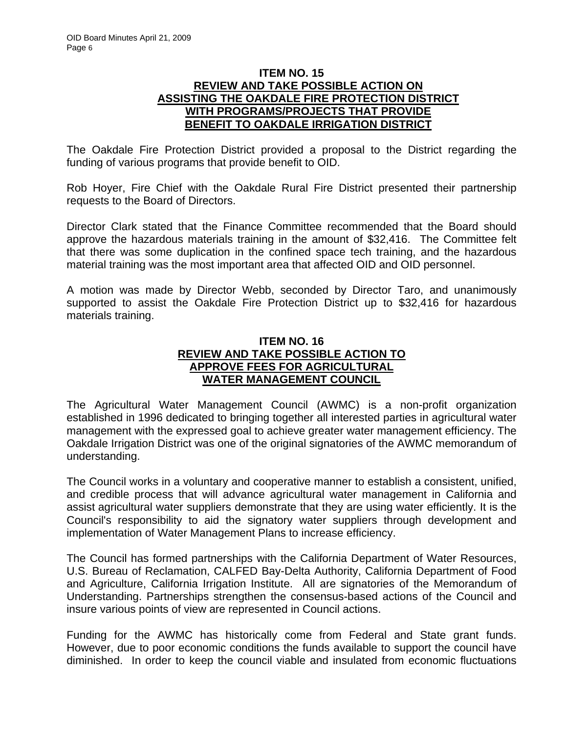## ITEM NO. 15
## REVIEW AND TAKE POSSIBLE ACTION ON ASSISTING THE OAKDALE FIRE PROTECTION DISTRICT WITH PROGRAMS/PROJECTS THAT PROVIDE BENEFIT TO OAKDALE IRRIGATION DISTRICT

The Oakdale Fire Protection District provided a proposal to the District regarding the funding of various programs that provide benefit to OID.

Rob Hoyer, Fire Chief with the Oakdale Rural Fire District presented their partnership requests to the Board of Directors.

Director Clark stated that the Finance Committee recommended that the Board should approve the hazardous materials training in the amount of $32,416. The Committee felt that there was some duplication in the confined space tech training, and the hazardous material training was the most important area that affected OID and OID personnel.

A motion was made by Director Webb, seconded by Director Taro, and unanimously supported to assist the Oakdale Fire Protection District up to $32,416 for hazardous materials training.

## ITEM NO. 16
## REVIEW AND TAKE POSSIBLE ACTION TO APPROVE FEES FOR AGRICULTURAL WATER MANAGEMENT COUNCIL

The Agricultural Water Management Council (AWMC) is a non-profit organization established in 1996 dedicated to bringing together all interested parties in agricultural water management with the expressed goal to achieve greater water management efficiency. The Oakdale Irrigation District was one of the original signatories of the AWMC memorandum of understanding.

The Council works in a voluntary and cooperative manner to establish a consistent, unified, and credible process that will advance agricultural water management in California and assist agricultural water suppliers demonstrate that they are using water efficiently. It is the Council's responsibility to aid the signatory water suppliers through development and implementation of Water Management Plans to increase efficiency.

The Council has formed partnerships with the California Department of Water Resources, U.S. Bureau of Reclamation, CALFED Bay-Delta Authority, California Department of Food and Agriculture, California Irrigation Institute. All are signatories of the Memorandum of Understanding. Partnerships strengthen the consensus-based actions of the Council and insure various points of view are represented in Council actions.

Funding for the AWMC has historically come from Federal and State grant funds. However, due to poor economic conditions the funds available to support the council have diminished. In order to keep the council viable and insulated from economic fluctuations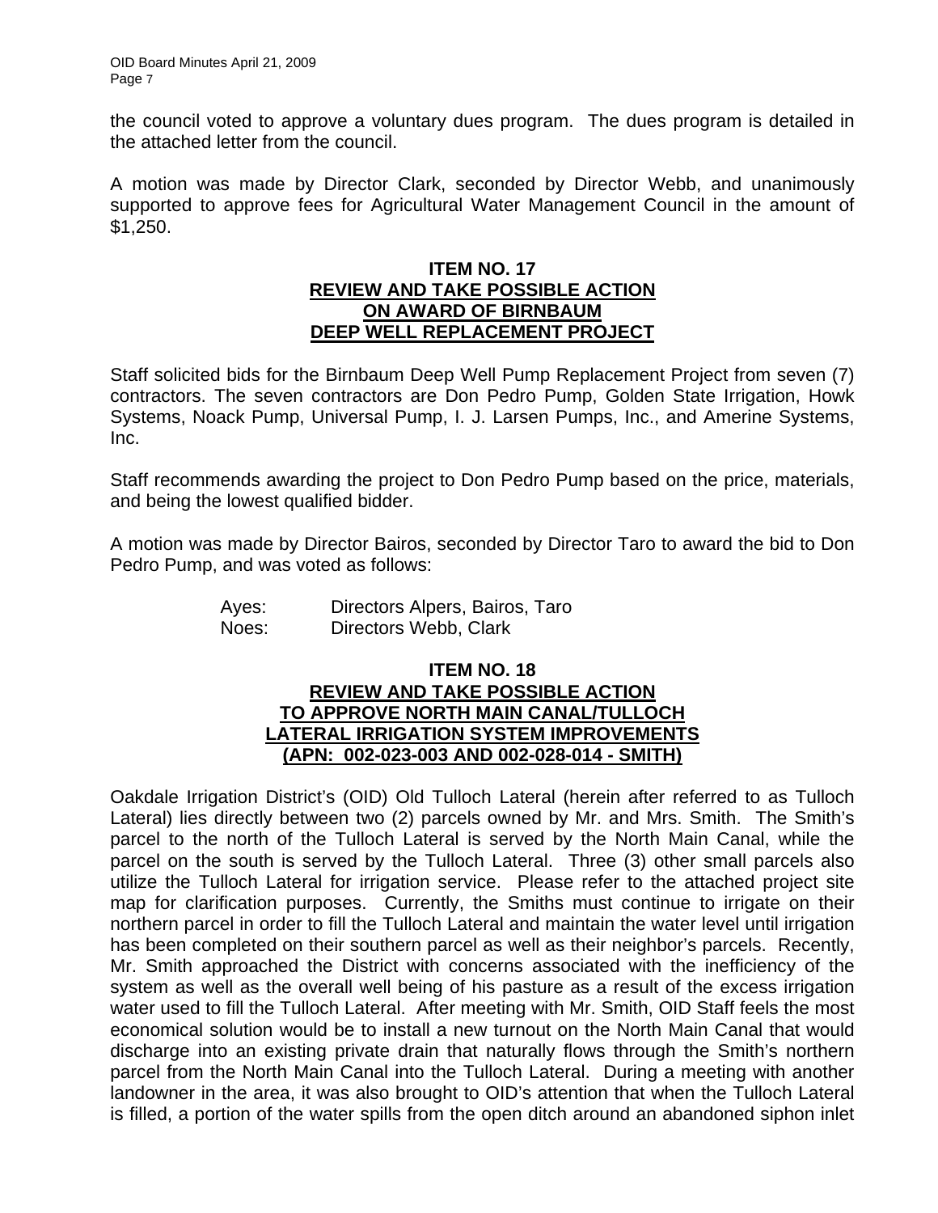the council voted to approve a voluntary dues program. The dues program is detailed in the attached letter from the council.

A motion was made by Director Clark, seconded by Director Webb, and unanimously supported to approve fees for Agricultural Water Management Council in the amount of $1,250.

### ITEM NO. 17
### REVIEW AND TAKE POSSIBLE ACTION ON AWARD OF BIRNBAUM DEEP WELL REPLACEMENT PROJECT

Staff solicited bids for the Birnbaum Deep Well Pump Replacement Project from seven (7) contractors. The seven contractors are Don Pedro Pump, Golden State Irrigation, Howk Systems, Noack Pump, Universal Pump, I. J. Larsen Pumps, Inc., and Amerine Systems, Inc.

Staff recommends awarding the project to Don Pedro Pump based on the price, materials, and being the lowest qualified bidder.

A motion was made by Director Bairos, seconded by Director Taro to award the bid to Don Pedro Pump, and was voted as follows:

Ayes: Directors Alpers, Bairos, Taro
Noes: Directors Webb, Clark

### ITEM NO. 18
### REVIEW AND TAKE POSSIBLE ACTION TO APPROVE NORTH MAIN CANAL/TULLOCH LATERAL IRRIGATION SYSTEM IMPROVEMENTS (APN: 002-023-003 AND 002-028-014 - SMITH)

Oakdale Irrigation District's (OID) Old Tulloch Lateral (herein after referred to as Tulloch Lateral) lies directly between two (2) parcels owned by Mr. and Mrs. Smith. The Smith's parcel to the north of the Tulloch Lateral is served by the North Main Canal, while the parcel on the south is served by the Tulloch Lateral. Three (3) other small parcels also utilize the Tulloch Lateral for irrigation service. Please refer to the attached project site map for clarification purposes. Currently, the Smiths must continue to irrigate on their northern parcel in order to fill the Tulloch Lateral and maintain the water level until irrigation has been completed on their southern parcel as well as their neighbor's parcels. Recently, Mr. Smith approached the District with concerns associated with the inefficiency of the system as well as the overall well being of his pasture as a result of the excess irrigation water used to fill the Tulloch Lateral. After meeting with Mr. Smith, OID Staff feels the most economical solution would be to install a new turnout on the North Main Canal that would discharge into an existing private drain that naturally flows through the Smith's northern parcel from the North Main Canal into the Tulloch Lateral. During a meeting with another landowner in the area, it was also brought to OID's attention that when the Tulloch Lateral is filled, a portion of the water spills from the open ditch around an abandoned siphon inlet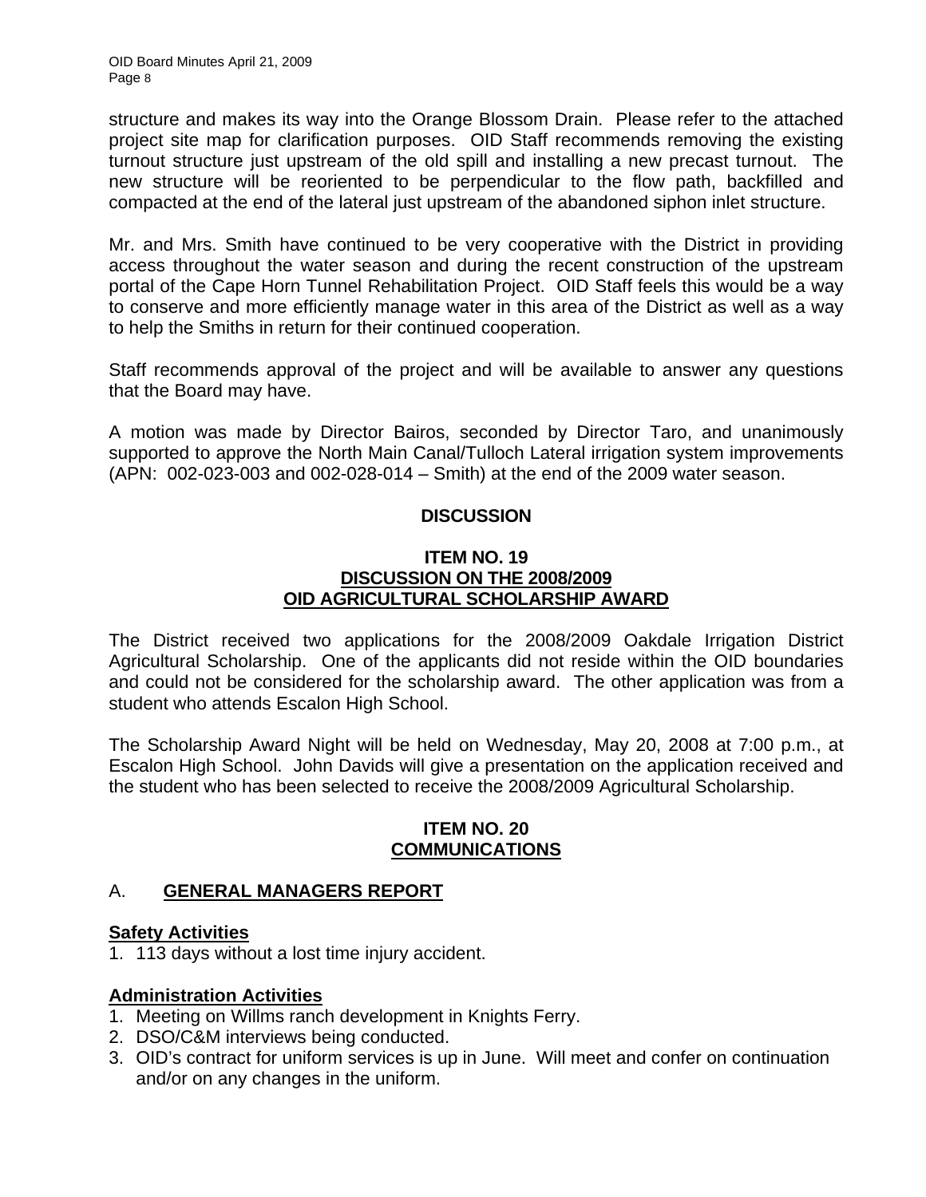structure and makes its way into the Orange Blossom Drain. Please refer to the attached project site map for clarification purposes. OID Staff recommends removing the existing turnout structure just upstream of the old spill and installing a new precast turnout. The new structure will be reoriented to be perpendicular to the flow path, backfilled and compacted at the end of the lateral just upstream of the abandoned siphon inlet structure.

Mr. and Mrs. Smith have continued to be very cooperative with the District in providing access throughout the water season and during the recent construction of the upstream portal of the Cape Horn Tunnel Rehabilitation Project. OID Staff feels this would be a way to conserve and more efficiently manage water in this area of the District as well as a way to help the Smiths in return for their continued cooperation.

Staff recommends approval of the project and will be available to answer any questions that the Board may have.

A motion was made by Director Bairos, seconded by Director Taro, and unanimously supported to approve the North Main Canal/Tulloch Lateral irrigation system improvements (APN: 002-023-003 and 002-028-014 – Smith) at the end of the 2009 water season.

## DISCUSSION

### ITEM NO. 19
### DISCUSSION ON THE 2008/2009 OID AGRICULTURAL SCHOLARSHIP AWARD

The District received two applications for the 2008/2009 Oakdale Irrigation District Agricultural Scholarship. One of the applicants did not reside within the OID boundaries and could not be considered for the scholarship award. The other application was from a student who attends Escalon High School.

The Scholarship Award Night will be held on Wednesday, May 20, 2008 at 7:00 p.m., at Escalon High School. John Davids will give a presentation on the application received and the student who has been selected to receive the 2008/2009 Agricultural Scholarship.

### ITEM NO. 20
### COMMUNICATIONS

### A. GENERAL MANAGERS REPORT

**Safety Activities**

1. 113 days without a lost time injury accident.

**Administration Activities**

1. Meeting on Willms ranch development in Knights Ferry.
2. DSO/C&M interviews being conducted.
3. OID's contract for uniform services is up in June. Will meet and confer on continuation and/or on any changes in the uniform.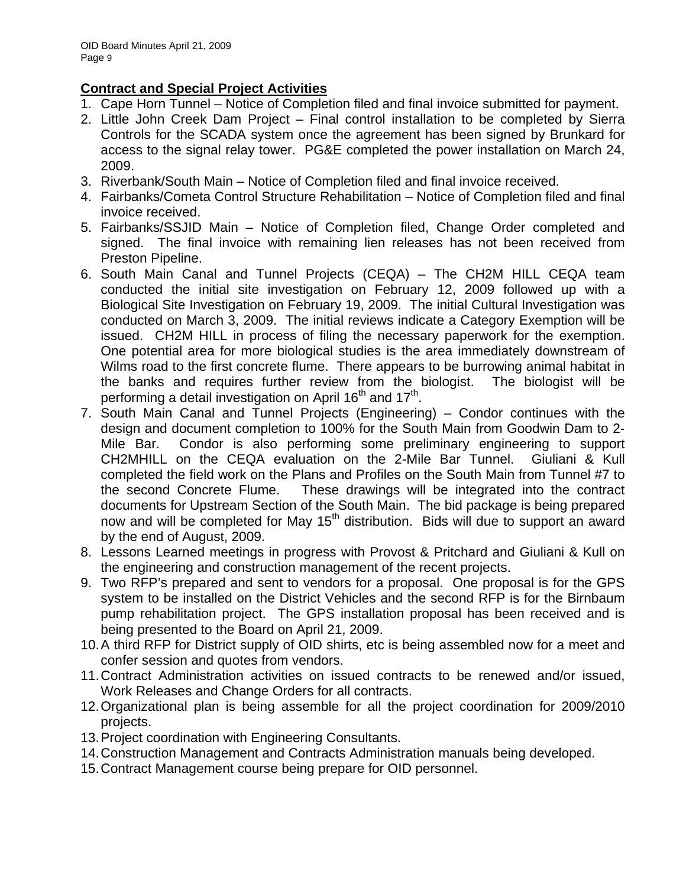**Contract and Special Project Activities**

1. Cape Horn Tunnel – Notice of Completion filed and final invoice submitted for payment.
2. Little John Creek Dam Project – Final control installation to be completed by Sierra Controls for the SCADA system once the agreement has been signed by Brunkard for access to the signal relay tower. PG&E completed the power installation on March 24, 2009.
3. Riverbank/South Main – Notice of Completion filed and final invoice received.
4. Fairbanks/Cometa Control Structure Rehabilitation – Notice of Completion filed and final invoice received.
5. Fairbanks/SSJID Main – Notice of Completion filed, Change Order completed and signed. The final invoice with remaining lien releases has not been received from Preston Pipeline.
6. South Main Canal and Tunnel Projects (CEQA) – The CH2M HILL CEQA team conducted the initial site investigation on February 12, 2009 followed up with a Biological Site Investigation on February 19, 2009. The initial Cultural Investigation was conducted on March 3, 2009. The initial reviews indicate a Category Exemption will be issued. CH2M HILL in process of filing the necessary paperwork for the exemption. One potential area for more biological studies is the area immediately downstream of Wilms road to the first concrete flume. There appears to be burrowing animal habitat in the banks and requires further review from the biologist. The biologist will be performing a detail investigation on April 16th and 17th.
7. South Main Canal and Tunnel Projects (Engineering) – Condor continues with the design and document completion to 100% for the South Main from Goodwin Dam to 2-Mile Bar. Condor is also performing some preliminary engineering to support CH2MHILL on the CEQA evaluation on the 2-Mile Bar Tunnel. Giuliani & Kull completed the field work on the Plans and Profiles on the South Main from Tunnel #7 to the second Concrete Flume. These drawings will be integrated into the contract documents for Upstream Section of the South Main. The bid package is being prepared now and will be completed for May 15th distribution. Bids will due to support an award by the end of August, 2009.
8. Lessons Learned meetings in progress with Provost & Pritchard and Giuliani & Kull on the engineering and construction management of the recent projects.
9. Two RFP's prepared and sent to vendors for a proposal. One proposal is for the GPS system to be installed on the District Vehicles and the second RFP is for the Birnbaum pump rehabilitation project. The GPS installation proposal has been received and is being presented to the Board on April 21, 2009.
10. A third RFP for District supply of OID shirts, etc is being assembled now for a meet and confer session and quotes from vendors.
11. Contract Administration activities on issued contracts to be renewed and/or issued, Work Releases and Change Orders for all contracts.
12. Organizational plan is being assemble for all the project coordination for 2009/2010 projects.
13. Project coordination with Engineering Consultants.
14. Construction Management and Contracts Administration manuals being developed.
15. Contract Management course being prepare for OID personnel.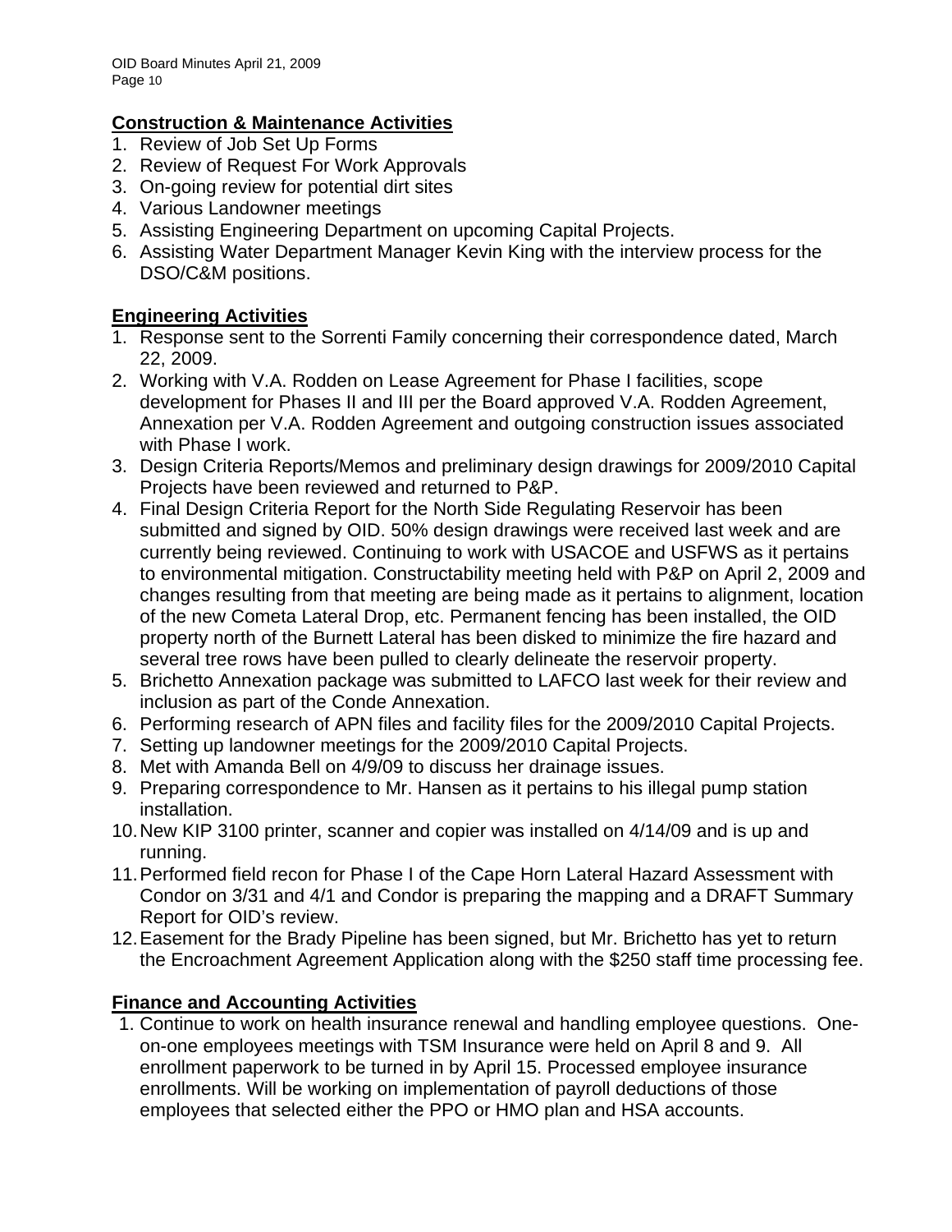## Construction & Maintenance Activities

1. Review of Job Set Up Forms
2. Review of Request For Work Approvals
3. On-going review for potential dirt sites
4. Various Landowner meetings
5. Assisting Engineering Department on upcoming Capital Projects.
6. Assisting Water Department Manager Kevin King with the interview process for the DSO/C&M positions.

## Engineering Activities

1. Response sent to the Sorrenti Family concerning their correspondence dated, March 22, 2009.
2. Working with V.A. Rodden on Lease Agreement for Phase I facilities, scope development for Phases II and III per the Board approved V.A. Rodden Agreement, Annexation per V.A. Rodden Agreement and outgoing construction issues associated with Phase I work.
3. Design Criteria Reports/Memos and preliminary design drawings for 2009/2010 Capital Projects have been reviewed and returned to P&P.
4. Final Design Criteria Report for the North Side Regulating Reservoir has been submitted and signed by OID. 50% design drawings were received last week and are currently being reviewed. Continuing to work with USACOE and USFWS as it pertains to environmental mitigation. Constructability meeting held with P&P on April 2, 2009 and changes resulting from that meeting are being made as it pertains to alignment, location of the new Cometa Lateral Drop, etc. Permanent fencing has been installed, the OID property north of the Burnett Lateral has been disked to minimize the fire hazard and several tree rows have been pulled to clearly delineate the reservoir property.
5. Brichetto Annexation package was submitted to LAFCO last week for their review and inclusion as part of the Conde Annexation.
6. Performing research of APN files and facility files for the 2009/2010 Capital Projects.
7. Setting up landowner meetings for the 2009/2010 Capital Projects.
8. Met with Amanda Bell on 4/9/09 to discuss her drainage issues.
9. Preparing correspondence to Mr. Hansen as it pertains to his illegal pump station installation.
10. New KIP 3100 printer, scanner and copier was installed on 4/14/09 and is up and running.
11. Performed field recon for Phase I of the Cape Horn Lateral Hazard Assessment with Condor on 3/31 and 4/1 and Condor is preparing the mapping and a DRAFT Summary Report for OID's review.
12. Easement for the Brady Pipeline has been signed, but Mr. Brichetto has yet to return the Encroachment Agreement Application along with the $250 staff time processing fee.

## Finance and Accounting Activities

1. Continue to work on health insurance renewal and handling employee questions. One-on-one employees meetings with TSM Insurance were held on April 8 and 9. All enrollment paperwork to be turned in by April 15. Processed employee insurance enrollments. Will be working on implementation of payroll deductions of those employees that selected either the PPO or HMO plan and HSA accounts.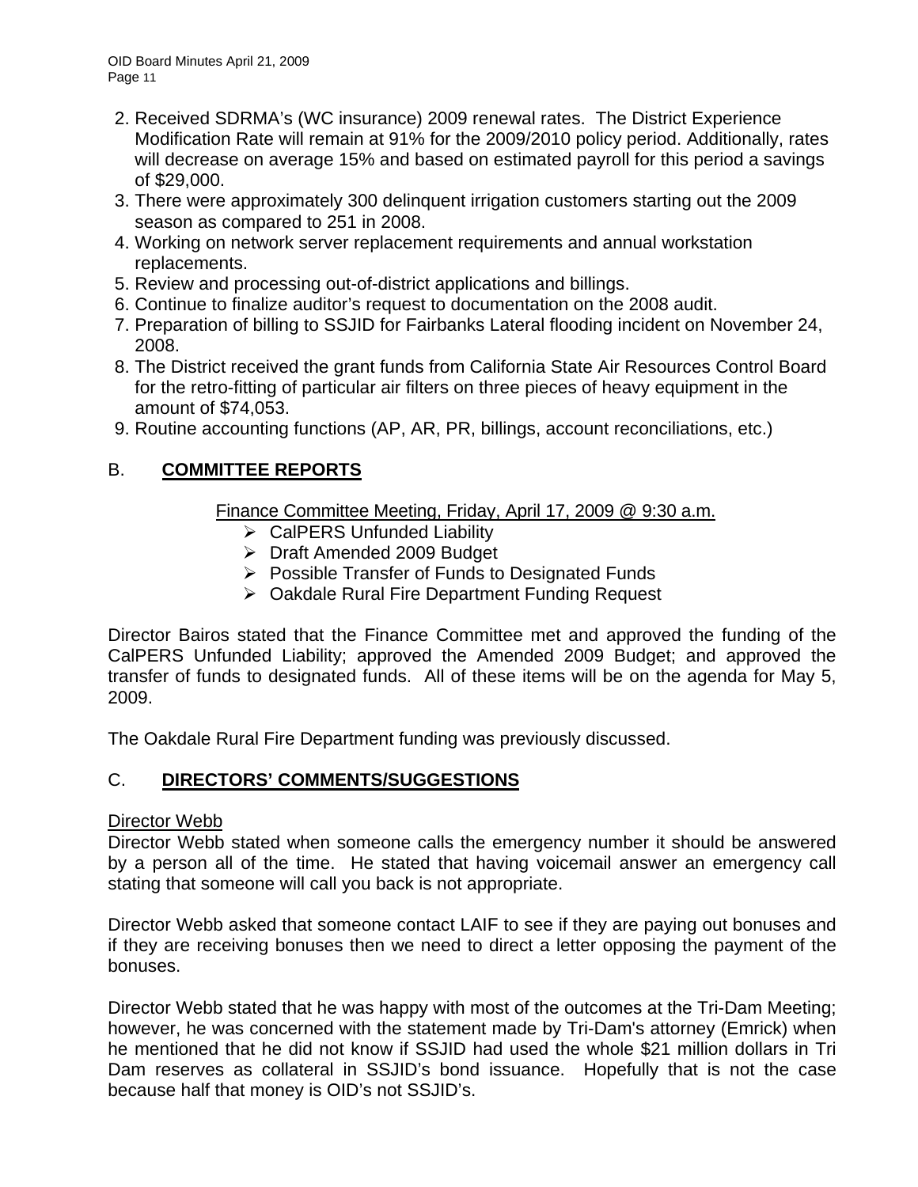2. Received SDRMA's (WC insurance) 2009 renewal rates. The District Experience Modification Rate will remain at 91% for the 2009/2010 policy period. Additionally, rates will decrease on average 15% and based on estimated payroll for this period a savings of $29,000.
3. There were approximately 300 delinquent irrigation customers starting out the 2009 season as compared to 251 in 2008.
4. Working on network server replacement requirements and annual workstation replacements.
5. Review and processing out-of-district applications and billings.
6. Continue to finalize auditor's request to documentation on the 2008 audit.
7. Preparation of billing to SSJID for Fairbanks Lateral flooding incident on November 24, 2008.
8. The District received the grant funds from California State Air Resources Control Board for the retro-fitting of particular air filters on three pieces of heavy equipment in the amount of $74,053.
9. Routine accounting functions (AP, AR, PR, billings, account reconciliations, etc.)

## B. COMMITTEE REPORTS

Finance Committee Meeting, Friday, April 17, 2009 @ 9:30 a.m.

- CalPERS Unfunded Liability
- Draft Amended 2009 Budget
- Possible Transfer of Funds to Designated Funds
- Oakdale Rural Fire Department Funding Request

Director Bairos stated that the Finance Committee met and approved the funding of the CalPERS Unfunded Liability; approved the Amended 2009 Budget; and approved the transfer of funds to designated funds. All of these items will be on the agenda for May 5, 2009.

The Oakdale Rural Fire Department funding was previously discussed.

## C. DIRECTORS' COMMENTS/SUGGESTIONS

Director Webb

Director Webb stated when someone calls the emergency number it should be answered by a person all of the time. He stated that having voicemail answer an emergency call stating that someone will call you back is not appropriate.

Director Webb asked that someone contact LAIF to see if they are paying out bonuses and if they are receiving bonuses then we need to direct a letter opposing the payment of the bonuses.

Director Webb stated that he was happy with most of the outcomes at the Tri-Dam Meeting; however, he was concerned with the statement made by Tri-Dam's attorney (Emrick) when he mentioned that he did not know if SSJID had used the whole $21 million dollars in Tri Dam reserves as collateral in SSJID's bond issuance. Hopefully that is not the case because half that money is OID's not SSJID's.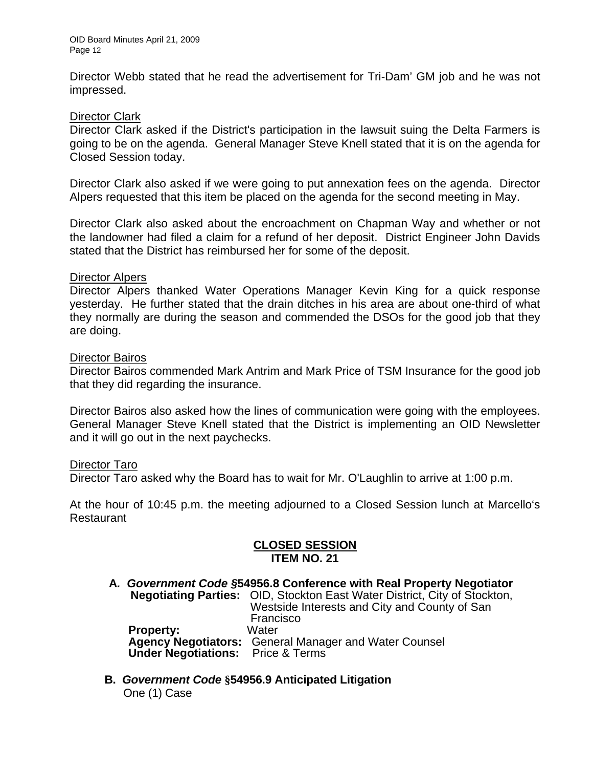Director Webb stated that he read the advertisement for Tri-Dam' GM job and he was not impressed.

Director Clark

Director Clark asked if the District's participation in the lawsuit suing the Delta Farmers is going to be on the agenda. General Manager Steve Knell stated that it is on the agenda for Closed Session today.

Director Clark also asked if we were going to put annexation fees on the agenda. Director Alpers requested that this item be placed on the agenda for the second meeting in May.

Director Clark also asked about the encroachment on Chapman Way and whether or not the landowner had filed a claim for a refund of her deposit. District Engineer John Davids stated that the District has reimbursed her for some of the deposit.

Director Alpers

Director Alpers thanked Water Operations Manager Kevin King for a quick response yesterday. He further stated that the drain ditches in his area are about one-third of what they normally are during the season and commended the DSOs for the good job that they are doing.

Director Bairos

Director Bairos commended Mark Antrim and Mark Price of TSM Insurance for the good job that they did regarding the insurance.

Director Bairos also asked how the lines of communication were going with the employees. General Manager Steve Knell stated that the District is implementing an OID Newsletter and it will go out in the next paychecks.

Director Taro

Director Taro asked why the Board has to wait for Mr. O'Laughlin to arrive at 1:00 p.m.

At the hour of 10:45 p.m. the meeting adjourned to a Closed Session lunch at Marcello's Restaurant

**CLOSED SESSION**
**ITEM NO. 21**

**A.** ***Government Code §*54956.8 Conference with Real Property Negotiator**

**Negotiating Parties:** OID, Stockton East Water District, City of Stockton, Westside Interests and City and County of San Francisco

**Property:** Water

**Agency Negotiators:** General Manager and Water Counsel

**Under Negotiations:** Price & Terms

**B.** ***Government Code* §54956.9 Anticipated Litigation**

One (1) Case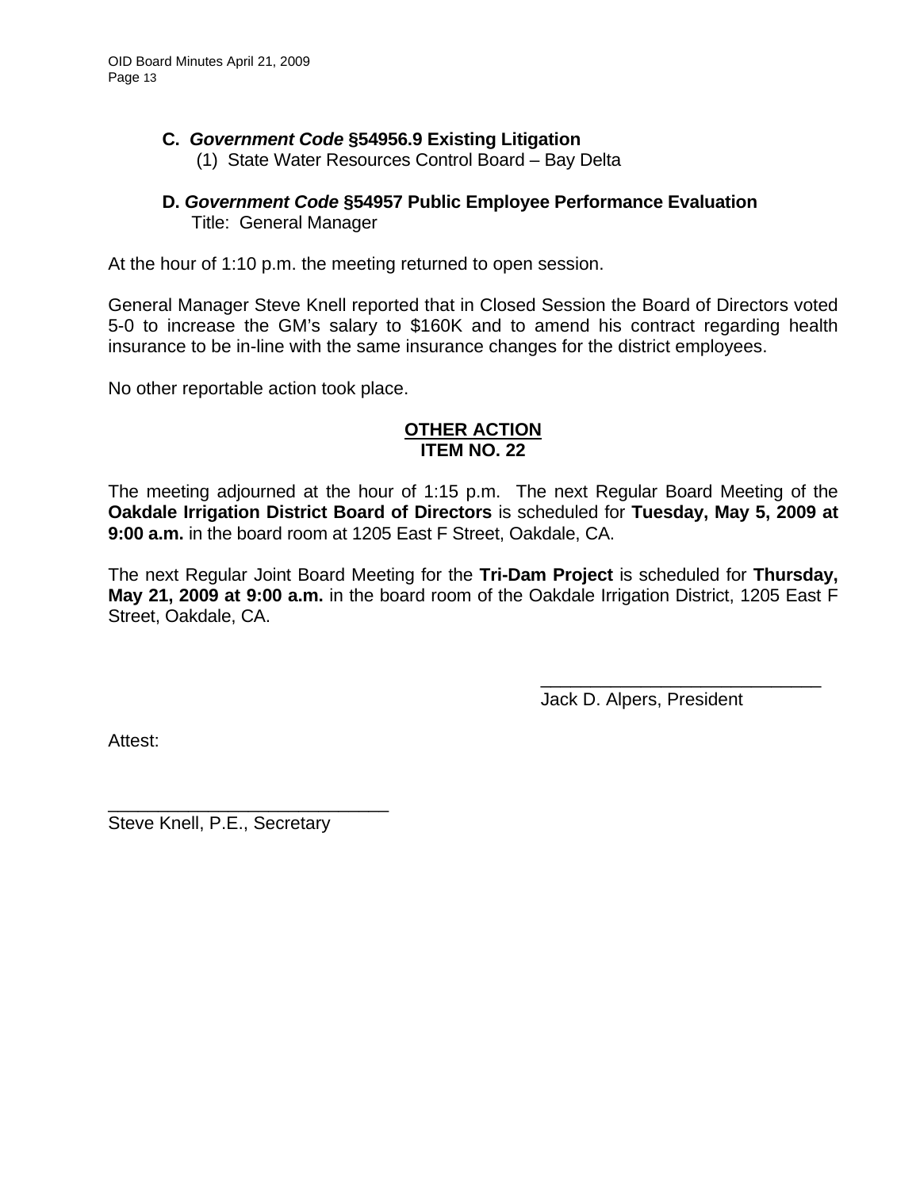**C. *Government Code* §54956.9 Existing Litigation**

(1) State Water Resources Control Board – Bay Delta

**D. *Government Code* §54957 Public Employee Performance Evaluation**

Title: General Manager

At the hour of 1:10 p.m. the meeting returned to open session.

General Manager Steve Knell reported that in Closed Session the Board of Directors voted 5-0 to increase the GM's salary to $160K and to amend his contract regarding health insurance to be in-line with the same insurance changes for the district employees.

No other reportable action took place.

**OTHER ACTION**
**ITEM NO. 22**

The meeting adjourned at the hour of 1:15 p.m. The next Regular Board Meeting of the **Oakdale Irrigation District Board of Directors** is scheduled for **Tuesday, May 5, 2009 at 9:00 a.m.** in the board room at 1205 East F Street, Oakdale, CA.

The next Regular Joint Board Meeting for the **Tri-Dam Project** is scheduled for **Thursday, May 21, 2009 at 9:00 a.m.** in the board room of the Oakdale Irrigation District, 1205 East F Street, Oakdale, CA.

____________________________
Jack D. Alpers, President

Attest:

____________________________
Steve Knell, P.E., Secretary